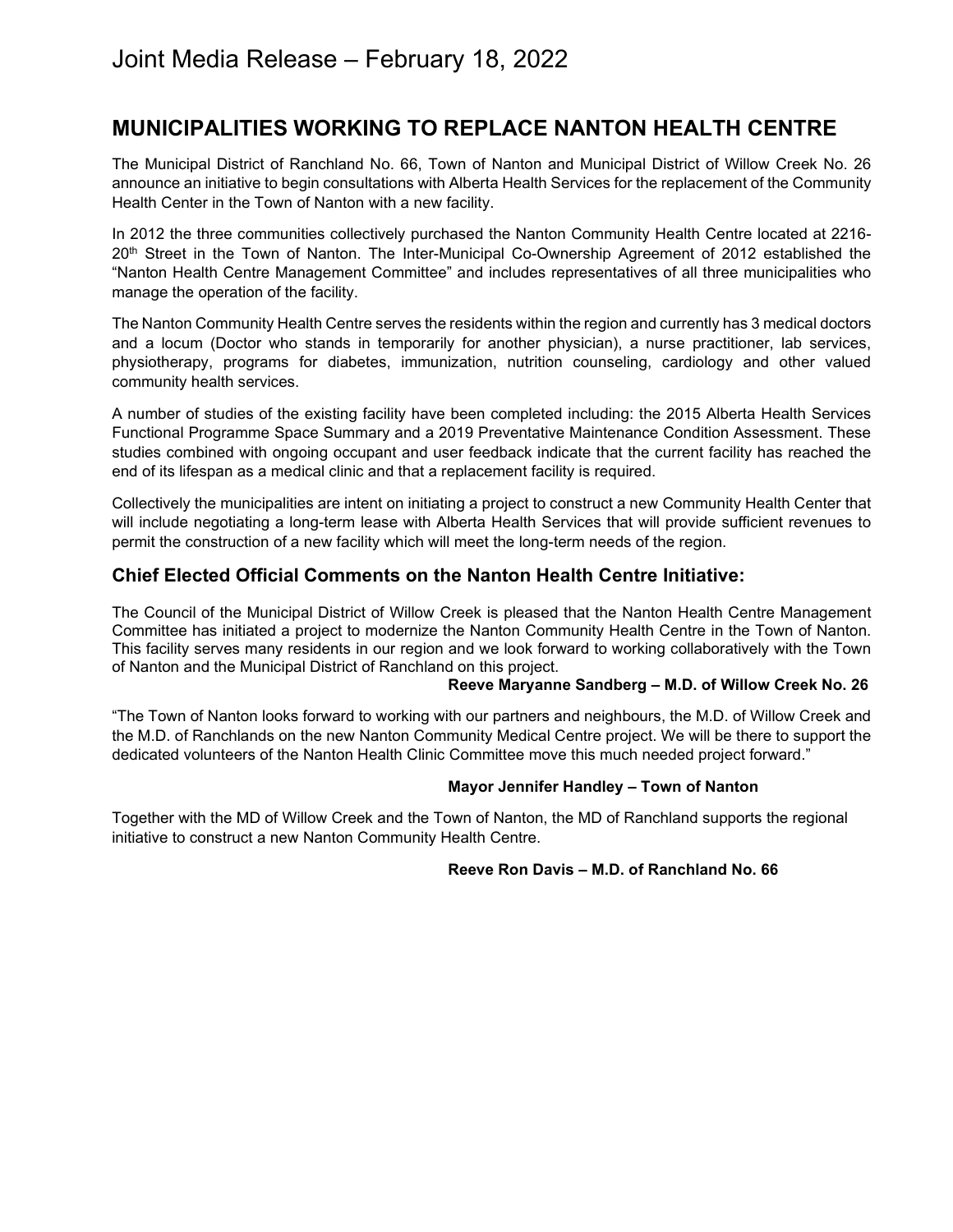# Joint Media Release – February 18, 2022

## MUNICIPALITIES WORKING TO REPLACE NANTON HEALTH CENTRE

The Municipal District of Ranchland No. 66, Town of Nanton and Municipal District of Willow Creek No. 26 announce an initiative to begin consultations with Alberta Health Services for the replacement of the Community Health Center in the Town of Nanton with a new facility.

In 2012 the three communities collectively purchased the Nanton Community Health Centre located at 2216-20th Street in the Town of Nanton. The Inter-Municipal Co-Ownership Agreement of 2012 established the "Nanton Health Centre Management Committee" and includes representatives of all three municipalities who manage the operation of the facility.

The Nanton Community Health Centre serves the residents within the region and currently has 3 medical doctors and a locum (Doctor who stands in temporarily for another physician), a nurse practitioner, lab services, physiotherapy, programs for diabetes, immunization, nutrition counseling, cardiology and other valued community health services.

A number of studies of the existing facility have been completed including: the 2015 Alberta Health Services Functional Programme Space Summary and a 2019 Preventative Maintenance Condition Assessment. These studies combined with ongoing occupant and user feedback indicate that the current facility has reached the end of its lifespan as a medical clinic and that a replacement facility is required.

Collectively the municipalities are intent on initiating a project to construct a new Community Health Center that will include negotiating a long-term lease with Alberta Health Services that will provide sufficient revenues to permit the construction of a new facility which will meet the long-term needs of the region.

### Chief Elected Official Comments on the Nanton Health Centre Initiative:

The Council of the Municipal District of Willow Creek is pleased that the Nanton Health Centre Management Committee has initiated a project to modernize the Nanton Community Health Centre in the Town of Nanton. This facility serves many residents in our region and we look forward to working collaboratively with the Town of Nanton and the Municipal District of Ranchland on this project.

**Reeve Maryanne Sandberg – M.D. of Willow Creek No. 26**

"The Town of Nanton looks forward to working with our partners and neighbours, the M.D. of Willow Creek and the M.D. of Ranchlands on the new Nanton Community Medical Centre project. We will be there to support the dedicated volunteers of the Nanton Health Clinic Committee move this much needed project forward."

**Mayor Jennifer Handley – Town of Nanton**

Together with the MD of Willow Creek and the Town of Nanton, the MD of Ranchland supports the regional initiative to construct a new Nanton Community Health Centre.

**Reeve Ron Davis – M.D. of Ranchland No. 66**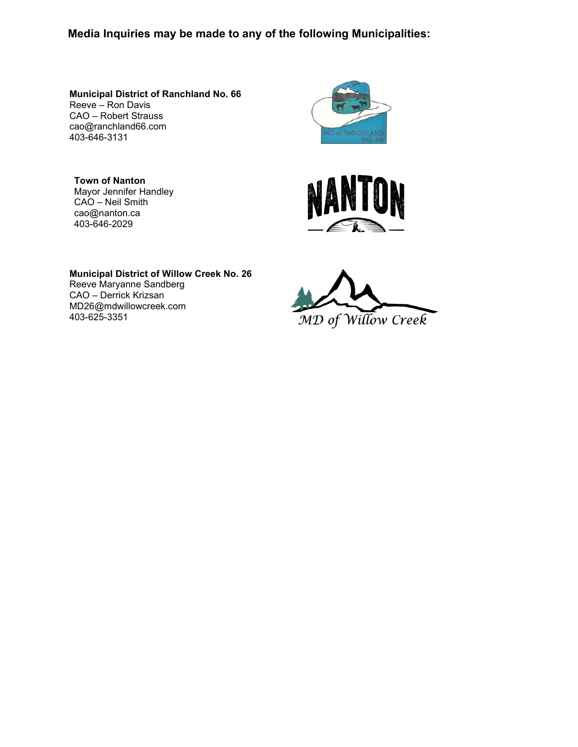**Media Inquiries may be made to any of the following Municipalities:**

**Municipal District of Ranchland No. 66**
Reeve – Ron Davis
CAO – Robert Strauss
cao@ranchland66.com
403-646-3131

**Town of Nanton**
Mayor Jennifer Handley
CAO – Neil Smith
cao@nanton.ca
403-646-2029

**Municipal District of Willow Creek No. 26**
Reeve Maryanne Sandberg
CAO – Derrick Krizsan
MD26@mdwillowcreek.com
403-625-3351